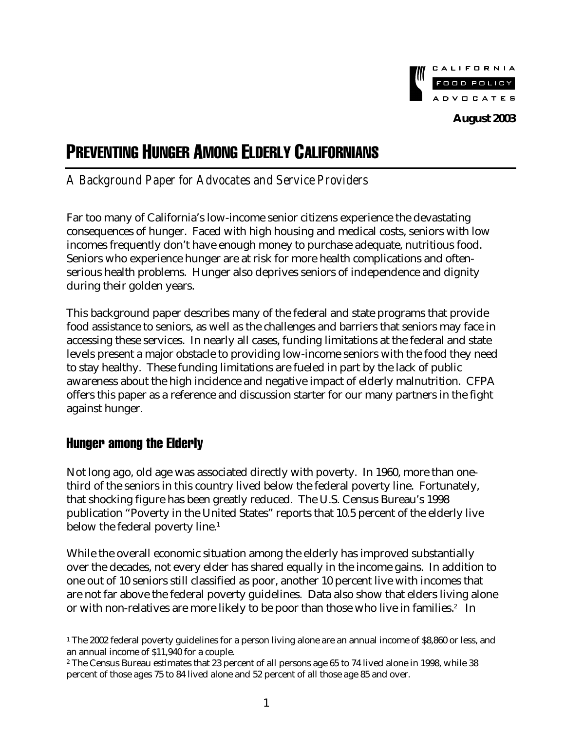CALIFORNIA FOOD POLICY ADVOCATES

**August 2003**

# PREVENTING HUNGER AMONG ELDERLY CALIFORNIANS

*A Background Paper for Advocates and Service Providers*

Far too many of California's low-income senior citizens experience the devastating consequences of hunger. Faced with high housing and medical costs, seniors with low incomes frequently don't have enough money to purchase adequate, nutritious food. Seniors who experience hunger are at risk for more health complications and often-serious health problems. Hunger also deprives seniors of independence and dignity during their golden years.

This background paper describes many of the federal and state programs that provide food assistance to seniors, as well as the challenges and barriers that seniors may face in accessing these services. In nearly all cases, funding limitations at the federal and state levels present a major obstacle to providing low-income seniors with the food they need to stay healthy. These funding limitations are fueled in part by the lack of public awareness about the high incidence and negative impact of elderly malnutrition. CFPA offers this paper as a reference and discussion starter for our many partners in the fight against hunger.

## Hunger among the Elderly

Not long ago, old age was associated directly with poverty. In 1960, more than one-third of the seniors in this country lived below the federal poverty line. Fortunately, that shocking figure has been greatly reduced. The U.S. Census Bureau's 1998 publication "Poverty in the United States" reports that 10.5 percent of the elderly live below the federal poverty line.[1]

While the overall economic situation among the elderly has improved substantially over the decades, not every elder has shared equally in the income gains. In addition to one out of 10 seniors still classified as poor, another 10 percent live with incomes that are not far above the federal poverty guidelines. Data also show that elders living alone or with non-relatives are more likely to be poor than those who live in families.[2] In

---

[1] The 2002 federal poverty guidelines for a person living alone are an annual income of $8,860 or less, and an annual income of $11,940 for a couple.

[2] The Census Bureau estimates that 23 percent of all persons age 65 to 74 lived alone in 1998, while 38 percent of those ages 75 to 84 lived alone and 52 percent of all those age 85 and over.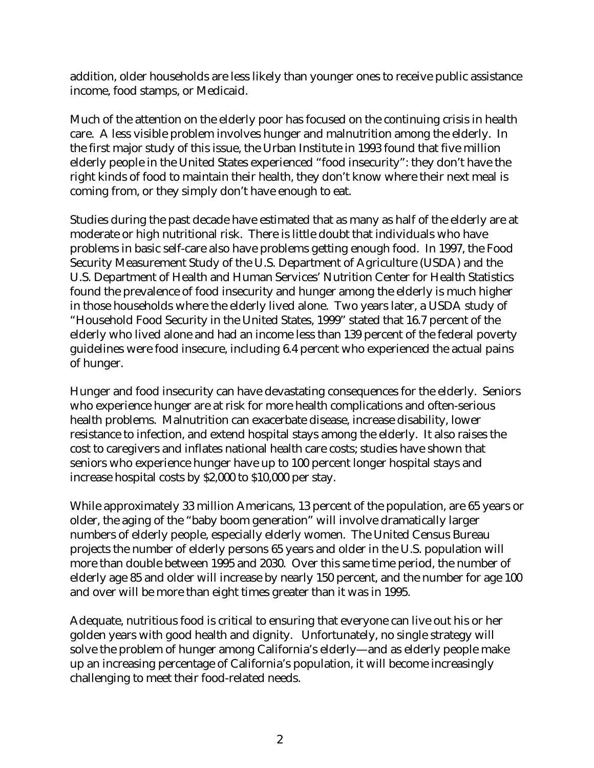addition, older households are less likely than younger ones to receive public assistance income, food stamps, or Medicaid.

Much of the attention on the elderly poor has focused on the continuing crisis in health care. A less visible problem involves hunger and malnutrition among the elderly. In the first major study of this issue, the Urban Institute in 1993 found that five million elderly people in the United States experienced "food insecurity": they don't have the right kinds of food to maintain their health, they don't know where their next meal is coming from, or they simply don't have enough to eat.

Studies during the past decade have estimated that as many as half of the elderly are at moderate or high nutritional risk. There is little doubt that individuals who have problems in basic self-care also have problems getting enough food. In 1997, the Food Security Measurement Study of the U.S. Department of Agriculture (USDA) and the U.S. Department of Health and Human Services' Nutrition Center for Health Statistics found the prevalence of food insecurity and hunger among the elderly is much higher in those households where the elderly lived alone. Two years later, a USDA study of "Household Food Security in the United States, 1999" stated that 16.7 percent of the elderly who lived alone and had an income less than 139 percent of the federal poverty guidelines were food insecure, including 6.4 percent who experienced the actual pains of hunger.

Hunger and food insecurity can have devastating consequences for the elderly. Seniors who experience hunger are at risk for more health complications and often-serious health problems. Malnutrition can exacerbate disease, increase disability, lower resistance to infection, and extend hospital stays among the elderly. It also raises the cost to caregivers and inflates national health care costs; studies have shown that seniors who experience hunger have up to 100 percent longer hospital stays and increase hospital costs by $2,000 to $10,000 per stay.

While approximately 33 million Americans, 13 percent of the population, are 65 years or older, the aging of the "baby boom generation" will involve dramatically larger numbers of elderly people, especially elderly women. The United Census Bureau projects the number of elderly persons 65 years and older in the U.S. population will more than double between 1995 and 2030. Over this same time period, the number of elderly age 85 and older will increase by nearly 150 percent, and the number for age 100 and over will be more than eight times greater than it was in 1995.

Adequate, nutritious food is critical to ensuring that everyone can live out his or her golden years with good health and dignity. Unfortunately, no single strategy will solve the problem of hunger among California's elderly—and as elderly people make up an increasing percentage of California's population, it will become increasingly challenging to meet their food-related needs.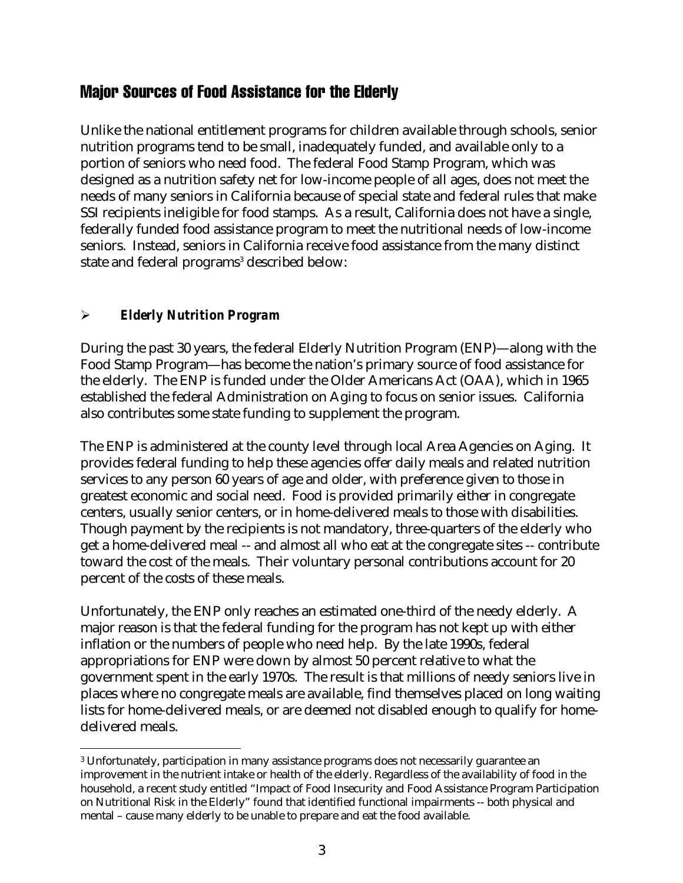## Major Sources of Food Assistance for the Elderly

Unlike the national entitlement programs for children available through schools, senior nutrition programs tend to be small, inadequately funded, and available only to a portion of seniors who need food. The federal Food Stamp Program, which was designed as a nutrition safety net for low-income people of all ages, does not meet the needs of many seniors in California because of special state and federal rules that make SSI recipients ineligible for food stamps. As a result, California does not have a single, federally funded food assistance program to meet the nutritional needs of low-income seniors. Instead, seniors in California receive food assistance from the many distinct state and federal programs[3] described below:

### ➢ *Elderly Nutrition Program*

During the past 30 years, the federal Elderly Nutrition Program (ENP)—along with the Food Stamp Program—has become the nation's primary source of food assistance for the elderly. The ENP is funded under the Older Americans Act (OAA), which in 1965 established the federal Administration on Aging to focus on senior issues. California also contributes some state funding to supplement the program.

The ENP is administered at the county level through local Area Agencies on Aging. It provides federal funding to help these agencies offer daily meals and related nutrition services to any person 60 years of age and older, with preference given to those in greatest economic and social need. Food is provided primarily either in congregate centers, usually senior centers, or in home-delivered meals to those with disabilities. Though payment by the recipients is not mandatory, three-quarters of the elderly who get a home-delivered meal -- and almost all who eat at the congregate sites -- contribute toward the cost of the meals. Their voluntary personal contributions account for 20 percent of the costs of these meals.

Unfortunately, the ENP only reaches an estimated one-third of the needy elderly. A major reason is that the federal funding for the program has not kept up with either inflation or the numbers of people who need help. By the late 1990s, federal appropriations for ENP were down by almost 50 percent relative to what the government spent in the early 1970s. The result is that millions of needy seniors live in places where no congregate meals are available, find themselves placed on long waiting lists for home-delivered meals, or are deemed not disabled enough to qualify for home-delivered meals.

---

[3] Unfortunately, participation in many assistance programs does not necessarily guarantee an improvement in the nutrient intake or health of the elderly. Regardless of the availability of food in the household, a recent study entitled "Impact of Food Insecurity and Food Assistance Program Participation on Nutritional Risk in the Elderly" found that identified functional impairments -- both physical and mental – cause many elderly to be unable to prepare and eat the food available.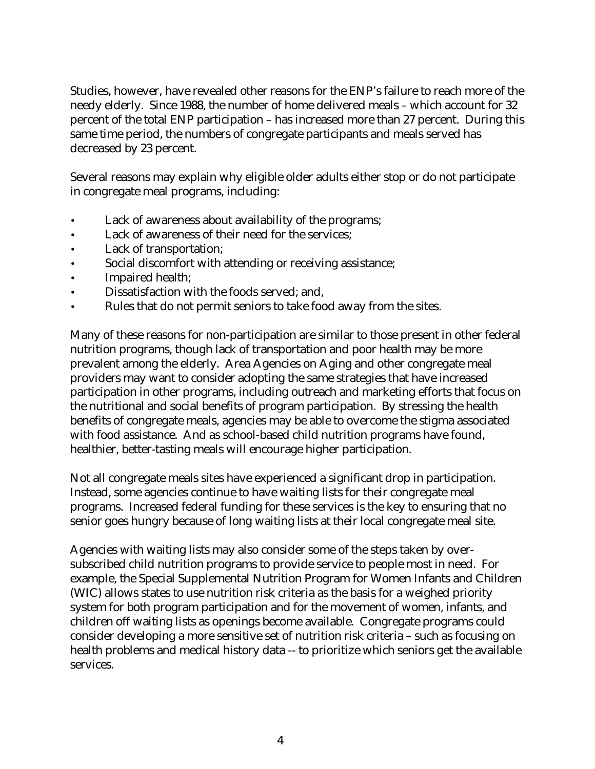Studies, however, have revealed other reasons for the ENP's failure to reach more of the needy elderly. Since 1988, the number of home delivered meals – which account for 32 percent of the total ENP participation – has increased more than 27 percent. During this same time period, the numbers of congregate participants and meals served has decreased by 23 percent.

Several reasons may explain why eligible older adults either stop or do not participate in congregate meal programs, including:

- Lack of awareness about availability of the programs;
- Lack of awareness of their need for the services;
- Lack of transportation;
- Social discomfort with attending or receiving assistance;
- Impaired health;
- Dissatisfaction with the foods served; and,
- Rules that do not permit seniors to take food away from the sites.

Many of these reasons for non-participation are similar to those present in other federal nutrition programs, though lack of transportation and poor health may be more prevalent among the elderly. Area Agencies on Aging and other congregate meal providers may want to consider adopting the same strategies that have increased participation in other programs, including outreach and marketing efforts that focus on the nutritional and social benefits of program participation. By stressing the health benefits of congregate meals, agencies may be able to overcome the stigma associated with food assistance. And as school-based child nutrition programs have found, healthier, better-tasting meals will encourage higher participation.

Not all congregate meals sites have experienced a significant drop in participation. Instead, some agencies continue to have waiting lists for their congregate meal programs. Increased federal funding for these services is the key to ensuring that no senior goes hungry because of long waiting lists at their local congregate meal site.

Agencies with waiting lists may also consider some of the steps taken by over-subscribed child nutrition programs to provide service to people most in need. For example, the Special Supplemental Nutrition Program for Women Infants and Children (WIC) allows states to use nutrition risk criteria as the basis for a weighed priority system for both program participation and for the movement of women, infants, and children off waiting lists as openings become available. Congregate programs could consider developing a more sensitive set of nutrition risk criteria – such as focusing on health problems and medical history data -- to prioritize which seniors get the available services.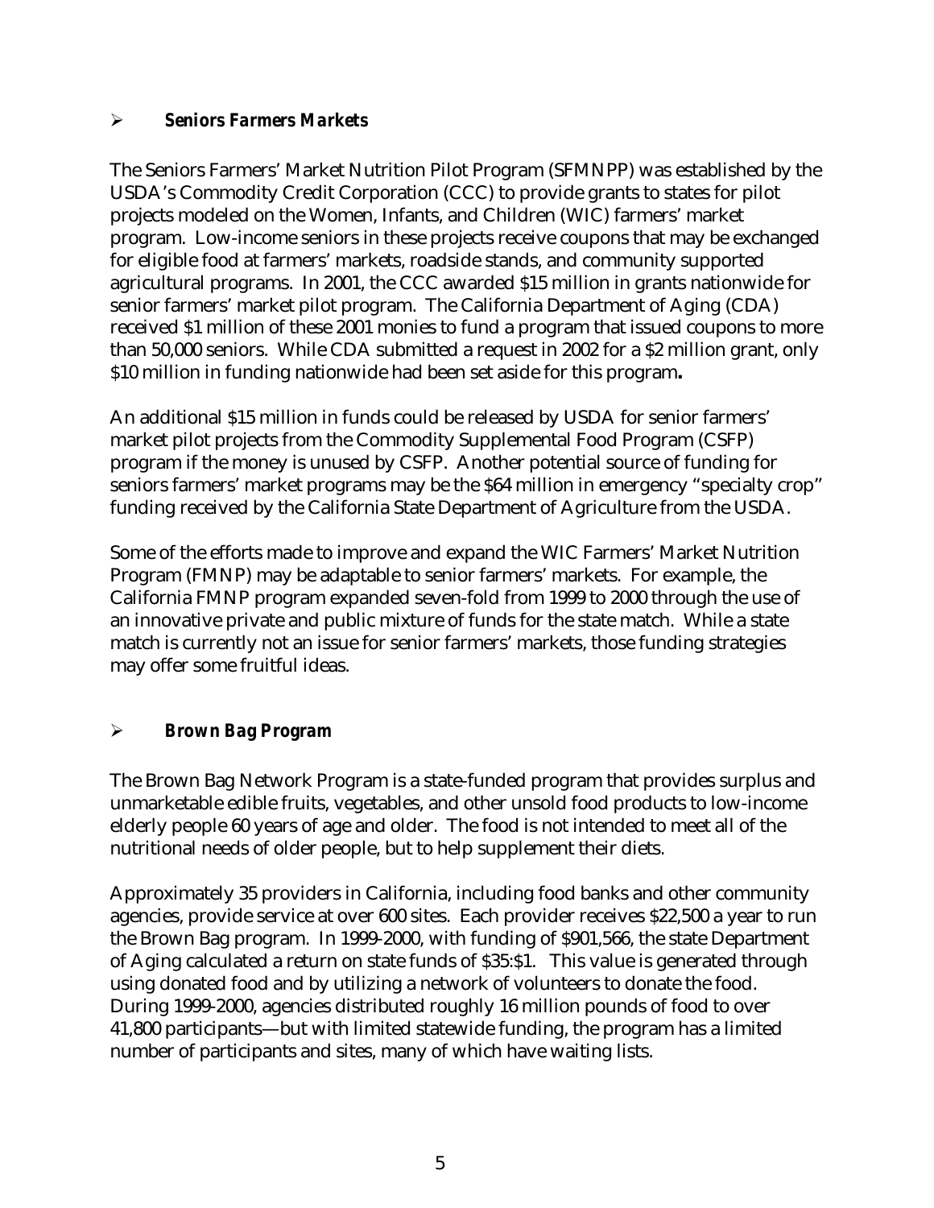- ***Seniors Farmers Markets***

The Seniors Farmers' Market Nutrition Pilot Program (SFMNPP) was established by the USDA's Commodity Credit Corporation (CCC) to provide grants to states for pilot projects modeled on the Women, Infants, and Children (WIC) farmers' market program. Low-income seniors in these projects receive coupons that may be exchanged for eligible food at farmers' markets, roadside stands, and community supported agricultural programs. In 2001, the CCC awarded $15 million in grants nationwide for senior farmers' market pilot program. The California Department of Aging (CDA) received $1 million of these 2001 monies to fund a program that issued coupons to more than 50,000 seniors. While CDA submitted a request in 2002 for a $2 million grant, only $10 million in funding nationwide had been set aside for this program**.**

An additional $15 million in funds could be released by USDA for senior farmers' market pilot projects from the Commodity Supplemental Food Program (CSFP) program if the money is unused by CSFP. Another potential source of funding for seniors farmers' market programs may be the $64 million in emergency "specialty crop" funding received by the California State Department of Agriculture from the USDA.

Some of the efforts made to improve and expand the WIC Farmers' Market Nutrition Program (FMNP) may be adaptable to senior farmers' markets. For example, the California FMNP program expanded seven-fold from 1999 to 2000 through the use of an innovative private and public mixture of funds for the state match. While a state match is currently not an issue for senior farmers' markets, those funding strategies may offer some fruitful ideas.

- ***Brown Bag Program***

The Brown Bag Network Program is a state-funded program that provides surplus and unmarketable edible fruits, vegetables, and other unsold food products to low-income elderly people 60 years of age and older. The food is not intended to meet all of the nutritional needs of older people, but to help supplement their diets.

Approximately 35 providers in California, including food banks and other community agencies, provide service at over 600 sites. Each provider receives $22,500 a year to run the Brown Bag program. In 1999-2000, with funding of $901,566, the state Department of Aging calculated a return on state funds of $35:$1. This value is generated through using donated food and by utilizing a network of volunteers to donate the food. During 1999-2000, agencies distributed roughly 16 million pounds of food to over 41,800 participants—but with limited statewide funding, the program has a limited number of participants and sites, many of which have waiting lists.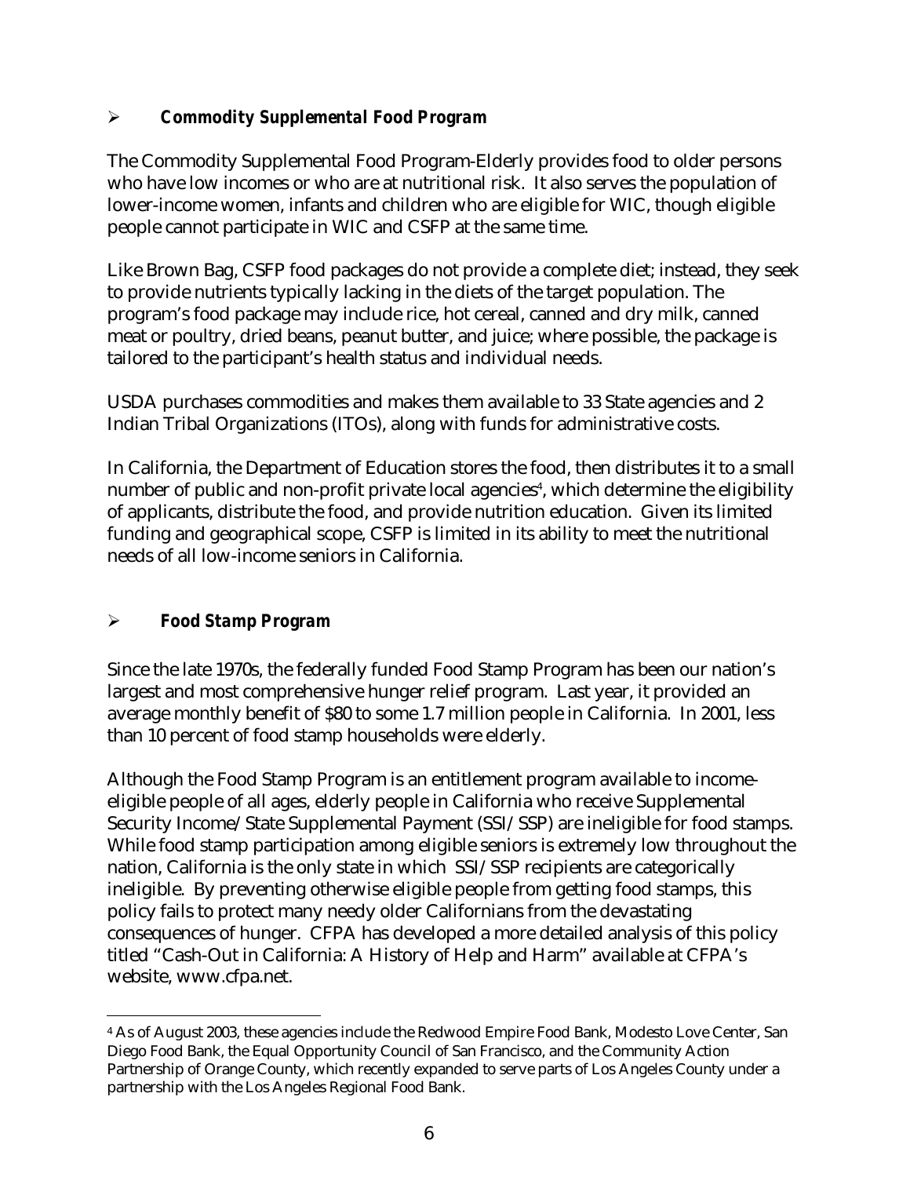- ***Commodity Supplemental Food Program***

The Commodity Supplemental Food Program-Elderly provides food to older persons who have low incomes or who are at nutritional risk. It also serves the population of lower-income women, infants and children who are eligible for WIC, though eligible people cannot participate in WIC and CSFP at the same time.

Like Brown Bag, CSFP food packages do not provide a complete diet; instead, they seek to provide nutrients typically lacking in the diets of the target population. The program's food package may include rice, hot cereal, canned and dry milk, canned meat or poultry, dried beans, peanut butter, and juice; where possible, the package is tailored to the participant's health status and individual needs.

USDA purchases commodities and makes them available to 33 State agencies and 2 Indian Tribal Organizations (ITOs), along with funds for administrative costs.

In California, the Department of Education stores the food, then distributes it to a small number of public and non-profit private local agencies[4], which determine the eligibility of applicants, distribute the food, and provide nutrition education. Given its limited funding and geographical scope, CSFP is limited in its ability to meet the nutritional needs of all low-income seniors in California.

- ***Food Stamp Program***

Since the late 1970s, the federally funded Food Stamp Program has been our nation's largest and most comprehensive hunger relief program. Last year, it provided an average monthly benefit of $80 to some 1.7 million people in California. In 2001, less than 10 percent of food stamp households were elderly.

Although the Food Stamp Program is an entitlement program available to income-eligible people of all ages, elderly people in California who receive Supplemental Security Income/State Supplemental Payment (SSI/SSP) are ineligible for food stamps. While food stamp participation among eligible seniors is extremely low throughout the nation, California is the only state in which SSI/SSP recipients are categorically ineligible. By preventing otherwise eligible people from getting food stamps, this policy fails to protect many needy older Californians from the devastating consequences of hunger. CFPA has developed a more detailed analysis of this policy titled "Cash-Out in California: A History of Help and Harm" available at CFPA's website, www.cfpa.net.

---

[4] As of August 2003, these agencies include the Redwood Empire Food Bank, Modesto Love Center, San Diego Food Bank, the Equal Opportunity Council of San Francisco, and the Community Action Partnership of Orange County, which recently expanded to serve parts of Los Angeles County under a partnership with the Los Angeles Regional Food Bank.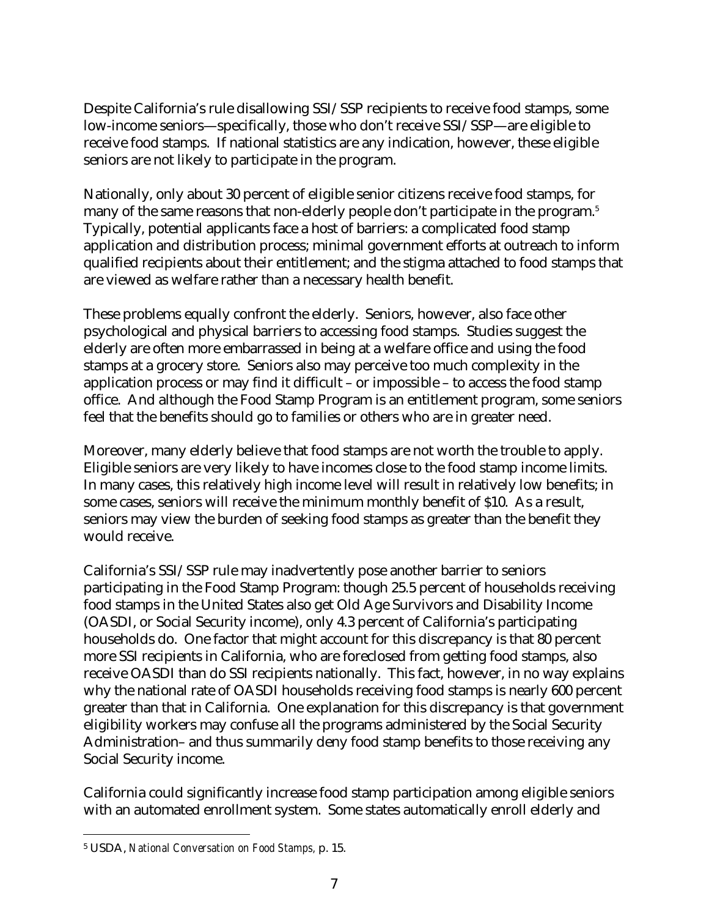Despite California's rule disallowing SSI/SSP recipients to receive food stamps, some low-income seniors—specifically, those who don't receive SSI/SSP—are eligible to receive food stamps. If national statistics are any indication, however, these eligible seniors are not likely to participate in the program.

Nationally, only about 30 percent of eligible senior citizens receive food stamps, for many of the same reasons that non-elderly people don't participate in the program.[5] Typically, potential applicants face a host of barriers: a complicated food stamp application and distribution process; minimal government efforts at outreach to inform qualified recipients about their entitlement; and the stigma attached to food stamps that are viewed as welfare rather than a necessary health benefit.

These problems equally confront the elderly. Seniors, however, also face other psychological and physical barriers to accessing food stamps. Studies suggest the elderly are often more embarrassed in being at a welfare office and using the food stamps at a grocery store. Seniors also may perceive too much complexity in the application process or may find it difficult – or impossible – to access the food stamp office. And although the Food Stamp Program is an entitlement program, some seniors feel that the benefits should go to families or others who are in greater need.

Moreover, many elderly believe that food stamps are not worth the trouble to apply. Eligible seniors are very likely to have incomes close to the food stamp income limits. In many cases, this relatively high income level will result in relatively low benefits; in some cases, seniors will receive the minimum monthly benefit of $10. As a result, seniors may view the burden of seeking food stamps as greater than the benefit they would receive.

California's SSI/SSP rule may inadvertently pose another barrier to seniors participating in the Food Stamp Program: though 25.5 percent of households receiving food stamps in the United States also get Old Age Survivors and Disability Income (OASDI, or Social Security income), only 4.3 percent of California's participating households do. One factor that might account for this discrepancy is that 80 percent more SSI recipients in California, who are foreclosed from getting food stamps, also receive OASDI than do SSI recipients nationally. This fact, however, in no way explains why the national rate of OASDI households receiving food stamps is nearly 600 percent greater than that in California. One explanation for this discrepancy is that government eligibility workers may confuse all the programs administered by the Social Security Administration– and thus summarily deny food stamp benefits to those receiving any Social Security income.

California could significantly increase food stamp participation among eligible seniors with an automated enrollment system. Some states automatically enroll elderly and

[5] USDA, *National Conversation on Food Stamps*, p. 15.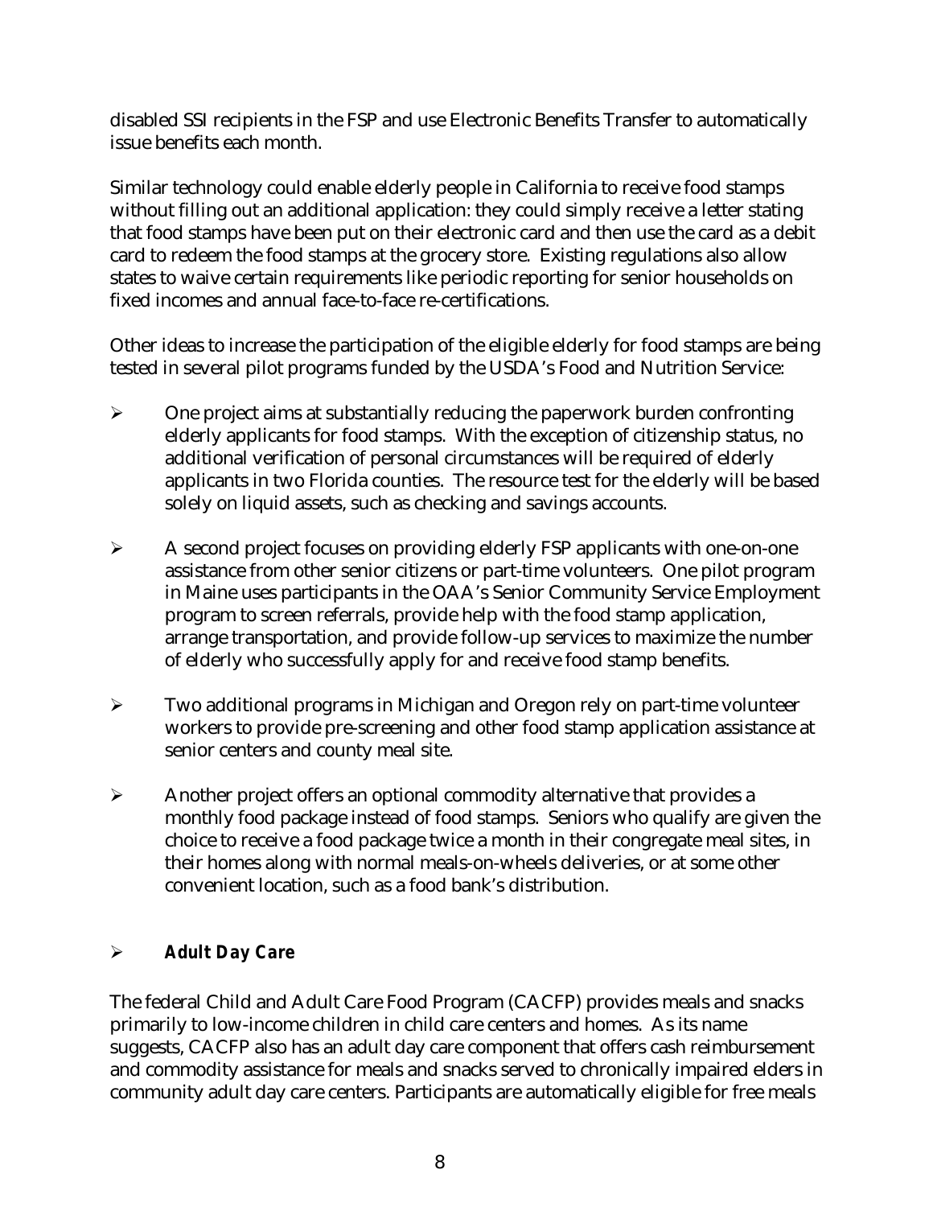disabled SSI recipients in the FSP and use Electronic Benefits Transfer to automatically issue benefits each month.

Similar technology could enable elderly people in California to receive food stamps without filling out an additional application: they could simply receive a letter stating that food stamps have been put on their electronic card and then use the card as a debit card to redeem the food stamps at the grocery store. Existing regulations also allow states to waive certain requirements like periodic reporting for senior households on fixed incomes and annual face-to-face re-certifications.

Other ideas to increase the participation of the eligible elderly for food stamps are being tested in several pilot programs funded by the USDA's Food and Nutrition Service:

- One project aims at substantially reducing the paperwork burden confronting elderly applicants for food stamps. With the exception of citizenship status, no additional verification of personal circumstances will be required of elderly applicants in two Florida counties. The resource test for the elderly will be based solely on liquid assets, such as checking and savings accounts.
- A second project focuses on providing elderly FSP applicants with one-on-one assistance from other senior citizens or part-time volunteers. One pilot program in Maine uses participants in the OAA's Senior Community Service Employment program to screen referrals, provide help with the food stamp application, arrange transportation, and provide follow-up services to maximize the number of elderly who successfully apply for and receive food stamp benefits.
- Two additional programs in Michigan and Oregon rely on part-time volunteer workers to provide pre-screening and other food stamp application assistance at senior centers and county meal site.
- Another project offers an optional commodity alternative that provides a monthly food package instead of food stamps. Seniors who qualify are given the choice to receive a food package twice a month in their congregate meal sites, in their homes along with normal meals-on-wheels deliveries, or at some other convenient location, such as a food bank's distribution.

- **Adult Day Care**

The federal Child and Adult Care Food Program (CACFP) provides meals and snacks primarily to low-income children in child care centers and homes. As its name suggests, CACFP also has an adult day care component that offers cash reimbursement and commodity assistance for meals and snacks served to chronically impaired elders in community adult day care centers. Participants are automatically eligible for free meals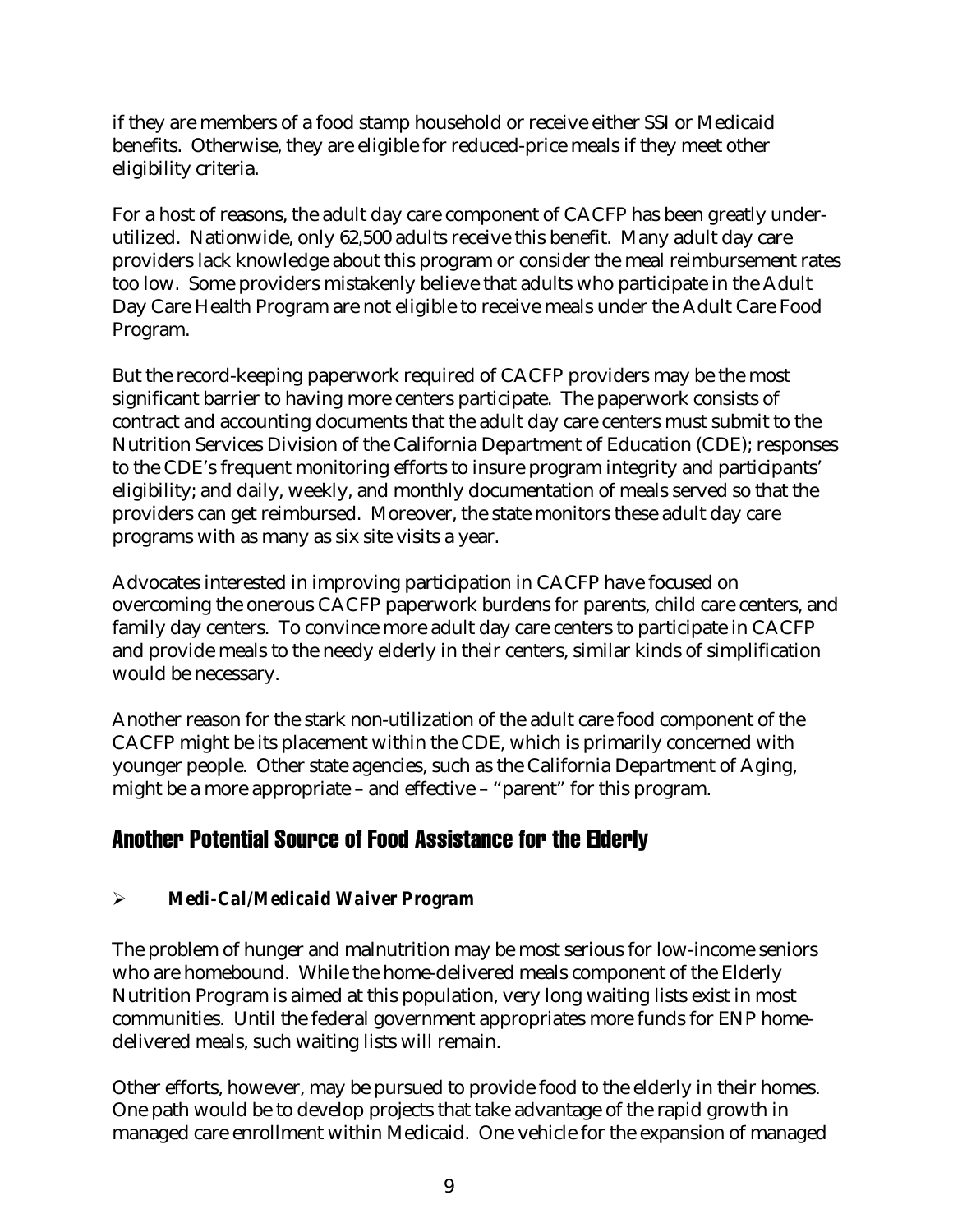if they are members of a food stamp household or receive either SSI or Medicaid benefits. Otherwise, they are eligible for reduced-price meals if they meet other eligibility criteria.

For a host of reasons, the adult day care component of CACFP has been greatly under-utilized. Nationwide, only 62,500 adults receive this benefit. Many adult day care providers lack knowledge about this program or consider the meal reimbursement rates too low. Some providers mistakenly believe that adults who participate in the Adult Day Care Health Program are not eligible to receive meals under the Adult Care Food Program.

But the record-keeping paperwork required of CACFP providers may be the most significant barrier to having more centers participate. The paperwork consists of contract and accounting documents that the adult day care centers must submit to the Nutrition Services Division of the California Department of Education (CDE); responses to the CDE's frequent monitoring efforts to insure program integrity and participants' eligibility; and daily, weekly, and monthly documentation of meals served so that the providers can get reimbursed. Moreover, the state monitors these adult day care programs with as many as six site visits a year.

Advocates interested in improving participation in CACFP have focused on overcoming the onerous CACFP paperwork burdens for parents, child care centers, and family day centers. To convince more adult day care centers to participate in CACFP and provide meals to the needy elderly in their centers, similar kinds of simplification would be necessary.

Another reason for the stark non-utilization of the adult care food component of the CACFP might be its placement within the CDE, which is primarily concerned with younger people. Other state agencies, such as the California Department of Aging, might be a more appropriate – and effective – "parent" for this program.

## Another Potential Source of Food Assistance for the Elderly

- ***Medi-Cal/Medicaid Waiver Program***

The problem of hunger and malnutrition may be most serious for low-income seniors who are homebound. While the home-delivered meals component of the Elderly Nutrition Program is aimed at this population, very long waiting lists exist in most communities. Until the federal government appropriates more funds for ENP home-delivered meals, such waiting lists will remain.

Other efforts, however, may be pursued to provide food to the elderly in their homes. One path would be to develop projects that take advantage of the rapid growth in managed care enrollment within Medicaid. One vehicle for the expansion of managed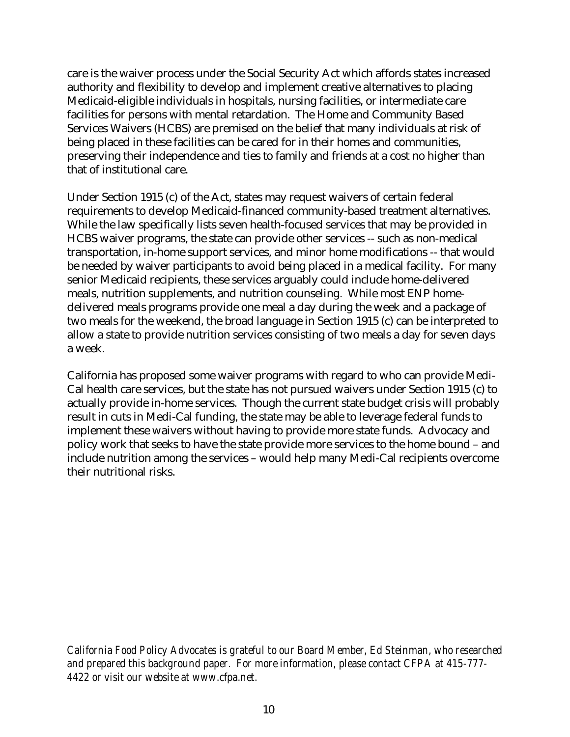care is the waiver process under the Social Security Act which affords states increased authority and flexibility to develop and implement creative alternatives to placing Medicaid-eligible individuals in hospitals, nursing facilities, or intermediate care facilities for persons with mental retardation. The Home and Community Based Services Waivers (HCBS) are premised on the belief that many individuals at risk of being placed in these facilities can be cared for in their homes and communities, preserving their independence and ties to family and friends at a cost no higher than that of institutional care.

Under Section 1915 (c) of the Act, states may request waivers of certain federal requirements to develop Medicaid-financed community-based treatment alternatives. While the law specifically lists seven health-focused services that may be provided in HCBS waiver programs, the state can provide other services -- such as non-medical transportation, in-home support services, and minor home modifications -- that would be needed by waiver participants to avoid being placed in a medical facility. For many senior Medicaid recipients, these services arguably could include home-delivered meals, nutrition supplements, and nutrition counseling. While most ENP home-delivered meals programs provide one meal a day during the week and a package of two meals for the weekend, the broad language in Section 1915 (c) can be interpreted to allow a state to provide nutrition services consisting of two meals a day for seven days a week.

California has proposed some waiver programs with regard to who can provide Medi-Cal health care services, but the state has not pursued waivers under Section 1915 (c) to actually provide in-home services. Though the current state budget crisis will probably result in cuts in Medi-Cal funding, the state may be able to leverage federal funds to implement these waivers without having to provide more state funds. Advocacy and policy work that seeks to have the state provide more services to the home bound – and include nutrition among the services – would help many Medi-Cal recipients overcome their nutritional risks.

*California Food Policy Advocates is grateful to our Board Member, Ed Steinman, who researched and prepared this background paper. For more information, please contact CFPA at 415-777-4422 or visit our website at www.cfpa.net.*